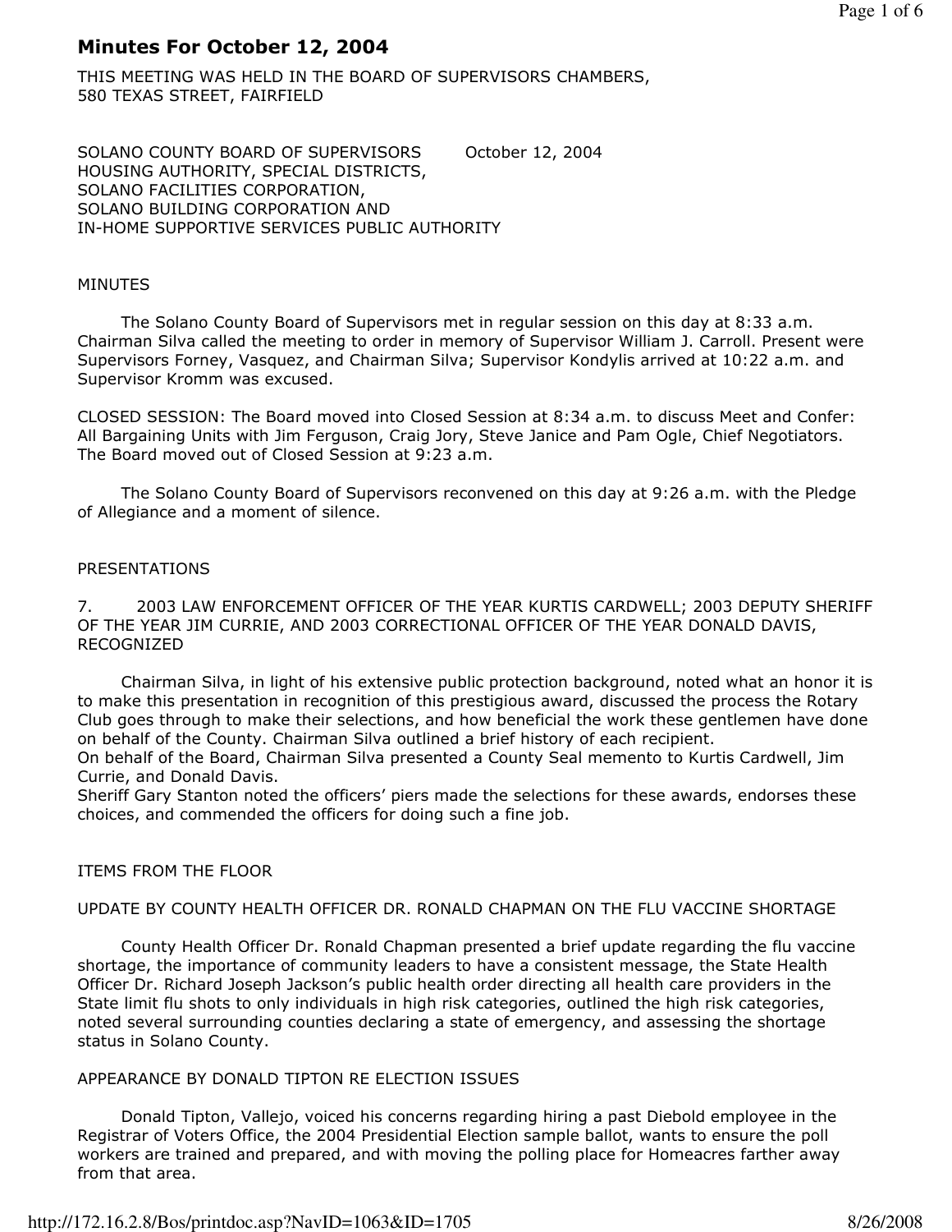# Minutes For October 12, 2004

THIS MEETING WAS HELD IN THE BOARD OF SUPERVISORS CHAMBERS, 580 TEXAS STREET, FAIRFIELD

SOLANO COUNTY BOARD OF SUPERVISORS October 12, 2004
HOUSING AUTHORITY, SPECIAL DISTRICTS,
SOLANO FACILITIES CORPORATION,
SOLANO BUILDING CORPORATION AND
IN-HOME SUPPORTIVE SERVICES PUBLIC AUTHORITY

MINUTES

The Solano County Board of Supervisors met in regular session on this day at 8:33 a.m. Chairman Silva called the meeting to order in memory of Supervisor William J. Carroll. Present were Supervisors Forney, Vasquez, and Chairman Silva; Supervisor Kondylis arrived at 10:22 a.m. and Supervisor Kromm was excused.

CLOSED SESSION: The Board moved into Closed Session at 8:34 a.m. to discuss Meet and Confer: All Bargaining Units with Jim Ferguson, Craig Jory, Steve Janice and Pam Ogle, Chief Negotiators. The Board moved out of Closed Session at 9:23 a.m.

The Solano County Board of Supervisors reconvened on this day at 9:26 a.m. with the Pledge of Allegiance and a moment of silence.

PRESENTATIONS

7. 2003 LAW ENFORCEMENT OFFICER OF THE YEAR KURTIS CARDWELL; 2003 DEPUTY SHERIFF OF THE YEAR JIM CURRIE, AND 2003 CORRECTIONAL OFFICER OF THE YEAR DONALD DAVIS, RECOGNIZED

Chairman Silva, in light of his extensive public protection background, noted what an honor it is to make this presentation in recognition of this prestigious award, discussed the process the Rotary Club goes through to make their selections, and how beneficial the work these gentlemen have done on behalf of the County. Chairman Silva outlined a brief history of each recipient.
On behalf of the Board, Chairman Silva presented a County Seal memento to Kurtis Cardwell, Jim Currie, and Donald Davis.
Sheriff Gary Stanton noted the officers' piers made the selections for these awards, endorses these choices, and commended the officers for doing such a fine job.

ITEMS FROM THE FLOOR

UPDATE BY COUNTY HEALTH OFFICER DR. RONALD CHAPMAN ON THE FLU VACCINE SHORTAGE

County Health Officer Dr. Ronald Chapman presented a brief update regarding the flu vaccine shortage, the importance of community leaders to have a consistent message, the State Health Officer Dr. Richard Joseph Jackson's public health order directing all health care providers in the State limit flu shots to only individuals in high risk categories, outlined the high risk categories, noted several surrounding counties declaring a state of emergency, and assessing the shortage status in Solano County.

APPEARANCE BY DONALD TIPTON RE ELECTION ISSUES

Donald Tipton, Vallejo, voiced his concerns regarding hiring a past Diebold employee in the Registrar of Voters Office, the 2004 Presidential Election sample ballot, wants to ensure the poll workers are trained and prepared, and with moving the polling place for Homeacres farther away from that area.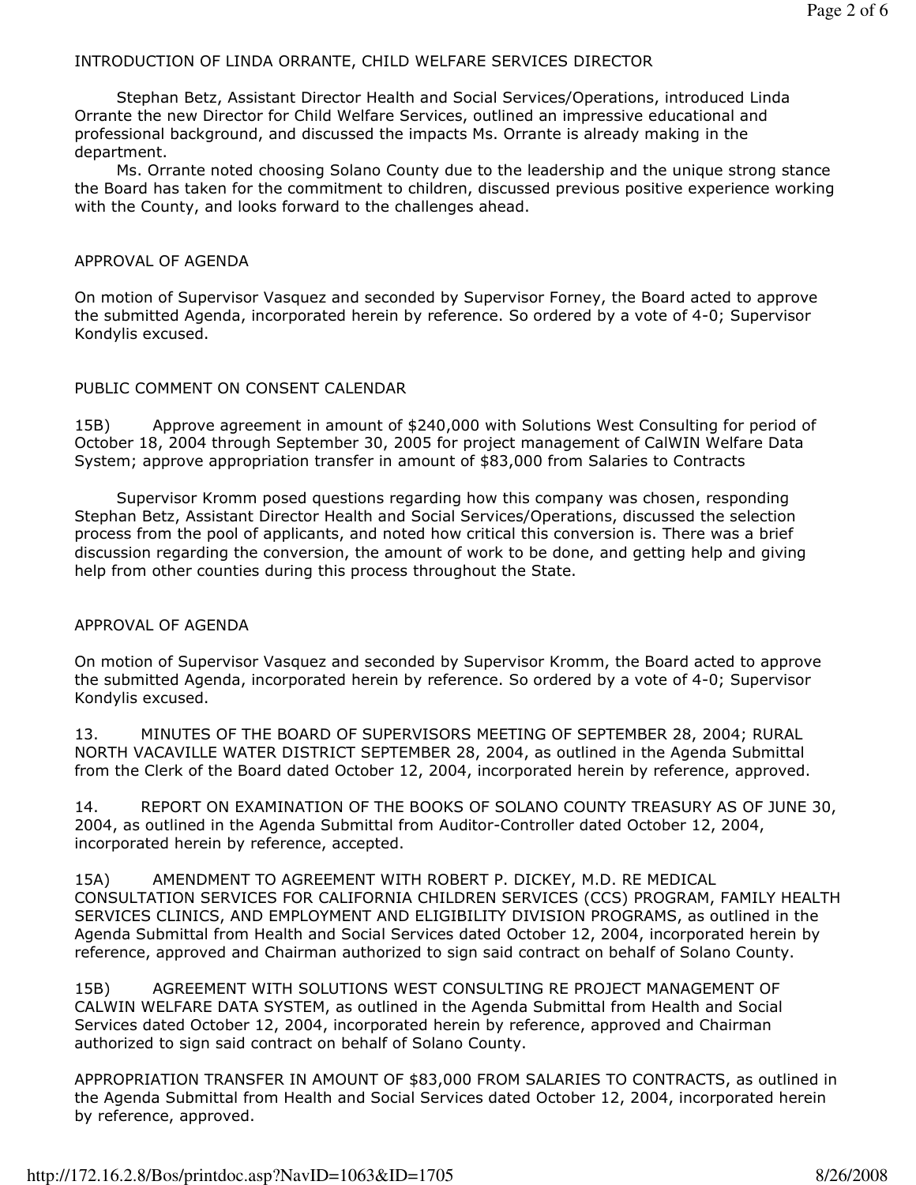## INTRODUCTION OF LINDA ORRANTE, CHILD WELFARE SERVICES DIRECTOR

Stephan Betz, Assistant Director Health and Social Services/Operations, introduced Linda Orrante the new Director for Child Welfare Services, outlined an impressive educational and professional background, and discussed the impacts Ms. Orrante is already making in the department.

Ms. Orrante noted choosing Solano County due to the leadership and the unique strong stance the Board has taken for the commitment to children, discussed previous positive experience working with the County, and looks forward to the challenges ahead.

## APPROVAL OF AGENDA

On motion of Supervisor Vasquez and seconded by Supervisor Forney, the Board acted to approve the submitted Agenda, incorporated herein by reference. So ordered by a vote of 4-0; Supervisor Kondylis excused.

## PUBLIC COMMENT ON CONSENT CALENDAR

15B) Approve agreement in amount of $240,000 with Solutions West Consulting for period of October 18, 2004 through September 30, 2005 for project management of CalWIN Welfare Data System; approve appropriation transfer in amount of $83,000 from Salaries to Contracts

Supervisor Kromm posed questions regarding how this company was chosen, responding Stephan Betz, Assistant Director Health and Social Services/Operations, discussed the selection process from the pool of applicants, and noted how critical this conversion is. There was a brief discussion regarding the conversion, the amount of work to be done, and getting help and giving help from other counties during this process throughout the State.

## APPROVAL OF AGENDA

On motion of Supervisor Vasquez and seconded by Supervisor Kromm, the Board acted to approve the submitted Agenda, incorporated herein by reference. So ordered by a vote of 4-0; Supervisor Kondylis excused.

13. MINUTES OF THE BOARD OF SUPERVISORS MEETING OF SEPTEMBER 28, 2004; RURAL NORTH VACAVILLE WATER DISTRICT SEPTEMBER 28, 2004, as outlined in the Agenda Submittal from the Clerk of the Board dated October 12, 2004, incorporated herein by reference, approved.

14. REPORT ON EXAMINATION OF THE BOOKS OF SOLANO COUNTY TREASURY AS OF JUNE 30, 2004, as outlined in the Agenda Submittal from Auditor-Controller dated October 12, 2004, incorporated herein by reference, accepted.

15A) AMENDMENT TO AGREEMENT WITH ROBERT P. DICKEY, M.D. RE MEDICAL CONSULTATION SERVICES FOR CALIFORNIA CHILDREN SERVICES (CCS) PROGRAM, FAMILY HEALTH SERVICES CLINICS, AND EMPLOYMENT AND ELIGIBILITY DIVISION PROGRAMS, as outlined in the Agenda Submittal from Health and Social Services dated October 12, 2004, incorporated herein by reference, approved and Chairman authorized to sign said contract on behalf of Solano County.

15B) AGREEMENT WITH SOLUTIONS WEST CONSULTING RE PROJECT MANAGEMENT OF CALWIN WELFARE DATA SYSTEM, as outlined in the Agenda Submittal from Health and Social Services dated October 12, 2004, incorporated herein by reference, approved and Chairman authorized to sign said contract on behalf of Solano County.

APPROPRIATION TRANSFER IN AMOUNT OF $83,000 FROM SALARIES TO CONTRACTS, as outlined in the Agenda Submittal from Health and Social Services dated October 12, 2004, incorporated herein by reference, approved.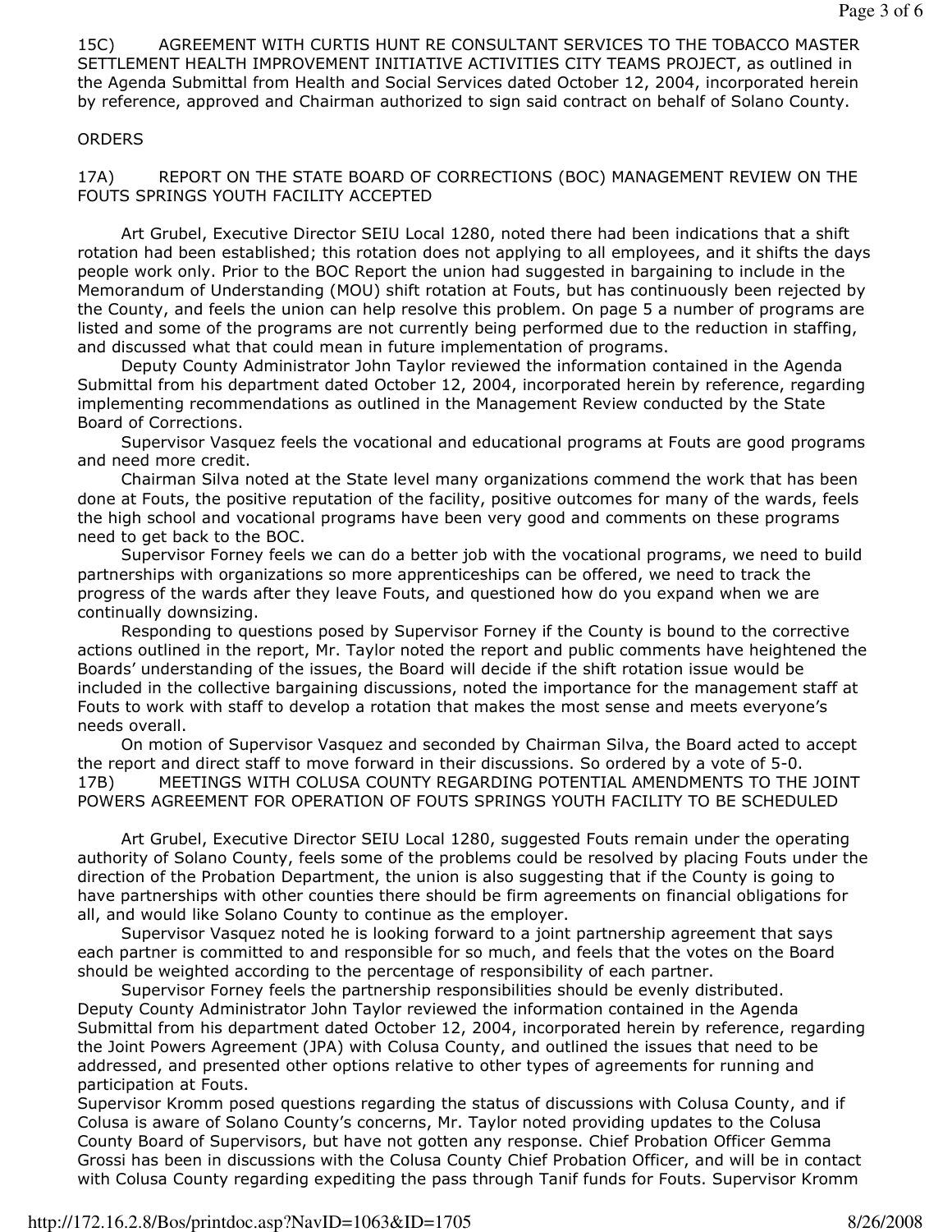15C) AGREEMENT WITH CURTIS HUNT RE CONSULTANT SERVICES TO THE TOBACCO MASTER SETTLEMENT HEALTH IMPROVEMENT INITIATIVE ACTIVITIES CITY TEAMS PROJECT, as outlined in the Agenda Submittal from Health and Social Services dated October 12, 2004, incorporated herein by reference, approved and Chairman authorized to sign said contract on behalf of Solano County.

ORDERS

17A) REPORT ON THE STATE BOARD OF CORRECTIONS (BOC) MANAGEMENT REVIEW ON THE FOUTS SPRINGS YOUTH FACILITY ACCEPTED

Art Grubel, Executive Director SEIU Local 1280, noted there had been indications that a shift rotation had been established; this rotation does not applying to all employees, and it shifts the days people work only. Prior to the BOC Report the union had suggested in bargaining to include in the Memorandum of Understanding (MOU) shift rotation at Fouts, but has continuously been rejected by the County, and feels the union can help resolve this problem. On page 5 a number of programs are listed and some of the programs are not currently being performed due to the reduction in staffing, and discussed what that could mean in future implementation of programs.

Deputy County Administrator John Taylor reviewed the information contained in the Agenda Submittal from his department dated October 12, 2004, incorporated herein by reference, regarding implementing recommendations as outlined in the Management Review conducted by the State Board of Corrections.

Supervisor Vasquez feels the vocational and educational programs at Fouts are good programs and need more credit.

Chairman Silva noted at the State level many organizations commend the work that has been done at Fouts, the positive reputation of the facility, positive outcomes for many of the wards, feels the high school and vocational programs have been very good and comments on these programs need to get back to the BOC.

Supervisor Forney feels we can do a better job with the vocational programs, we need to build partnerships with organizations so more apprenticeships can be offered, we need to track the progress of the wards after they leave Fouts, and questioned how do you expand when we are continually downsizing.

Responding to questions posed by Supervisor Forney if the County is bound to the corrective actions outlined in the report, Mr. Taylor noted the report and public comments have heightened the Boards' understanding of the issues, the Board will decide if the shift rotation issue would be included in the collective bargaining discussions, noted the importance for the management staff at Fouts to work with staff to develop a rotation that makes the most sense and meets everyone's needs overall.

On motion of Supervisor Vasquez and seconded by Chairman Silva, the Board acted to accept the report and direct staff to move forward in their discussions. So ordered by a vote of 5-0.

17B) MEETINGS WITH COLUSA COUNTY REGARDING POTENTIAL AMENDMENTS TO THE JOINT POWERS AGREEMENT FOR OPERATION OF FOUTS SPRINGS YOUTH FACILITY TO BE SCHEDULED

Art Grubel, Executive Director SEIU Local 1280, suggested Fouts remain under the operating authority of Solano County, feels some of the problems could be resolved by placing Fouts under the direction of the Probation Department, the union is also suggesting that if the County is going to have partnerships with other counties there should be firm agreements on financial obligations for all, and would like Solano County to continue as the employer.

Supervisor Vasquez noted he is looking forward to a joint partnership agreement that says each partner is committed to and responsible for so much, and feels that the votes on the Board should be weighted according to the percentage of responsibility of each partner.

Supervisor Forney feels the partnership responsibilities should be evenly distributed.

Deputy County Administrator John Taylor reviewed the information contained in the Agenda Submittal from his department dated October 12, 2004, incorporated herein by reference, regarding the Joint Powers Agreement (JPA) with Colusa County, and outlined the issues that need to be addressed, and presented other options relative to other types of agreements for running and participation at Fouts.

Supervisor Kromm posed questions regarding the status of discussions with Colusa County, and if Colusa is aware of Solano County's concerns, Mr. Taylor noted providing updates to the Colusa County Board of Supervisors, but have not gotten any response. Chief Probation Officer Gemma Grossi has been in discussions with the Colusa County Chief Probation Officer, and will be in contact with Colusa County regarding expediting the pass through Tanif funds for Fouts. Supervisor Kromm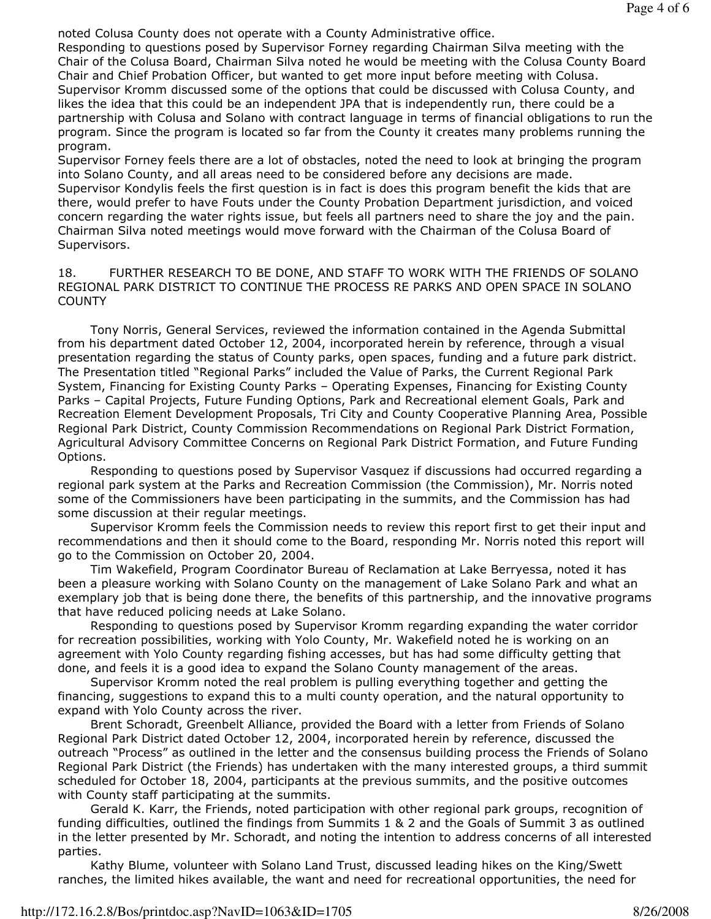noted Colusa County does not operate with a County Administrative office.

Responding to questions posed by Supervisor Forney regarding Chairman Silva meeting with the Chair of the Colusa Board, Chairman Silva noted he would be meeting with the Colusa County Board Chair and Chief Probation Officer, but wanted to get more input before meeting with Colusa.

Supervisor Kromm discussed some of the options that could be discussed with Colusa County, and likes the idea that this could be an independent JPA that is independently run, there could be a partnership with Colusa and Solano with contract language in terms of financial obligations to run the program. Since the program is located so far from the County it creates many problems running the program.

Supervisor Forney feels there are a lot of obstacles, noted the need to look at bringing the program into Solano County, and all areas need to be considered before any decisions are made.

Supervisor Kondylis feels the first question is in fact is does this program benefit the kids that are there, would prefer to have Fouts under the County Probation Department jurisdiction, and voiced concern regarding the water rights issue, but feels all partners need to share the joy and the pain.

Chairman Silva noted meetings would move forward with the Chairman of the Colusa Board of Supervisors.

18. FURTHER RESEARCH TO BE DONE, AND STAFF TO WORK WITH THE FRIENDS OF SOLANO REGIONAL PARK DISTRICT TO CONTINUE THE PROCESS RE PARKS AND OPEN SPACE IN SOLANO COUNTY

Tony Norris, General Services, reviewed the information contained in the Agenda Submittal from his department dated October 12, 2004, incorporated herein by reference, through a visual presentation regarding the status of County parks, open spaces, funding and a future park district. The Presentation titled "Regional Parks" included the Value of Parks, the Current Regional Park System, Financing for Existing County Parks – Operating Expenses, Financing for Existing County Parks – Capital Projects, Future Funding Options, Park and Recreational element Goals, Park and Recreation Element Development Proposals, Tri City and County Cooperative Planning Area, Possible Regional Park District, County Commission Recommendations on Regional Park District Formation, Agricultural Advisory Committee Concerns on Regional Park District Formation, and Future Funding Options.

Responding to questions posed by Supervisor Vasquez if discussions had occurred regarding a regional park system at the Parks and Recreation Commission (the Commission), Mr. Norris noted some of the Commissioners have been participating in the summits, and the Commission has had some discussion at their regular meetings.

Supervisor Kromm feels the Commission needs to review this report first to get their input and recommendations and then it should come to the Board, responding Mr. Norris noted this report will go to the Commission on October 20, 2004.

Tim Wakefield, Program Coordinator Bureau of Reclamation at Lake Berryessa, noted it has been a pleasure working with Solano County on the management of Lake Solano Park and what an exemplary job that is being done there, the benefits of this partnership, and the innovative programs that have reduced policing needs at Lake Solano.

Responding to questions posed by Supervisor Kromm regarding expanding the water corridor for recreation possibilities, working with Yolo County, Mr. Wakefield noted he is working on an agreement with Yolo County regarding fishing accesses, but has had some difficulty getting that done, and feels it is a good idea to expand the Solano County management of the areas.

Supervisor Kromm noted the real problem is pulling everything together and getting the financing, suggestions to expand this to a multi county operation, and the natural opportunity to expand with Yolo County across the river.

Brent Schoradt, Greenbelt Alliance, provided the Board with a letter from Friends of Solano Regional Park District dated October 12, 2004, incorporated herein by reference, discussed the outreach "Process" as outlined in the letter and the consensus building process the Friends of Solano Regional Park District (the Friends) has undertaken with the many interested groups, a third summit scheduled for October 18, 2004, participants at the previous summits, and the positive outcomes with County staff participating at the summits.

Gerald K. Karr, the Friends, noted participation with other regional park groups, recognition of funding difficulties, outlined the findings from Summits 1 & 2 and the Goals of Summit 3 as outlined in the letter presented by Mr. Schoradt, and noting the intention to address concerns of all interested parties.

Kathy Blume, volunteer with Solano Land Trust, discussed leading hikes on the King/Swett ranches, the limited hikes available, the want and need for recreational opportunities, the need for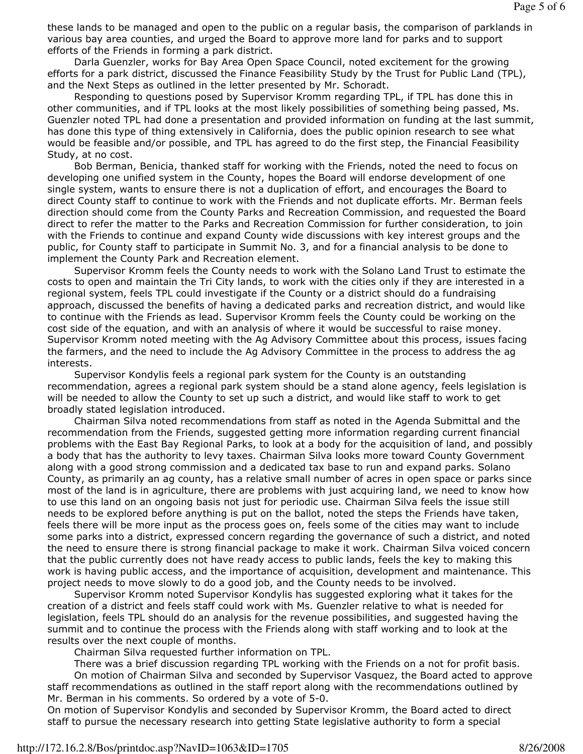these lands to be managed and open to the public on a regular basis, the comparison of parklands in various bay area counties, and urged the Board to approve more land for parks and to support efforts of the Friends in forming a park district.

Darla Guenzler, works for Bay Area Open Space Council, noted excitement for the growing efforts for a park district, discussed the Finance Feasibility Study by the Trust for Public Land (TPL), and the Next Steps as outlined in the letter presented by Mr. Schoradt.

Responding to questions posed by Supervisor Kromm regarding TPL, if TPL has done this in other communities, and if TPL looks at the most likely possibilities of something being passed, Ms. Guenzler noted TPL had done a presentation and provided information on funding at the last summit, has done this type of thing extensively in California, does the public opinion research to see what would be feasible and/or possible, and TPL has agreed to do the first step, the Financial Feasibility Study, at no cost.

Bob Berman, Benicia, thanked staff for working with the Friends, noted the need to focus on developing one unified system in the County, hopes the Board will endorse development of one single system, wants to ensure there is not a duplication of effort, and encourages the Board to direct County staff to continue to work with the Friends and not duplicate efforts. Mr. Berman feels direction should come from the County Parks and Recreation Commission, and requested the Board direct to refer the matter to the Parks and Recreation Commission for further consideration, to join with the Friends to continue and expand County wide discussions with key interest groups and the public, for County staff to participate in Summit No. 3, and for a financial analysis to be done to implement the County Park and Recreation element.

Supervisor Kromm feels the County needs to work with the Solano Land Trust to estimate the costs to open and maintain the Tri City lands, to work with the cities only if they are interested in a regional system, feels TPL could investigate if the County or a district should do a fundraising approach, discussed the benefits of having a dedicated parks and recreation district, and would like to continue with the Friends as lead. Supervisor Kromm feels the County could be working on the cost side of the equation, and with an analysis of where it would be successful to raise money. Supervisor Kromm noted meeting with the Ag Advisory Committee about this process, issues facing the farmers, and the need to include the Ag Advisory Committee in the process to address the ag interests.

Supervisor Kondylis feels a regional park system for the County is an outstanding recommendation, agrees a regional park system should be a stand alone agency, feels legislation is will be needed to allow the County to set up such a district, and would like staff to work to get broadly stated legislation introduced.

Chairman Silva noted recommendations from staff as noted in the Agenda Submittal and the recommendation from the Friends, suggested getting more information regarding current financial problems with the East Bay Regional Parks, to look at a body for the acquisition of land, and possibly a body that has the authority to levy taxes. Chairman Silva looks more toward County Government along with a good strong commission and a dedicated tax base to run and expand parks. Solano County, as primarily an ag county, has a relative small number of acres in open space or parks since most of the land is in agriculture, there are problems with just acquiring land, we need to know how to use this land on an ongoing basis not just for periodic use. Chairman Silva feels the issue still needs to be explored before anything is put on the ballot, noted the steps the Friends have taken, feels there will be more input as the process goes on, feels some of the cities may want to include some parks into a district, expressed concern regarding the governance of such a district, and noted the need to ensure there is strong financial package to make it work. Chairman Silva voiced concern that the public currently does not have ready access to public lands, feels the key to making this work is having public access, and the importance of acquisition, development and maintenance. This project needs to move slowly to do a good job, and the County needs to be involved.

Supervisor Kromm noted Supervisor Kondylis has suggested exploring what it takes for the creation of a district and feels staff could work with Ms. Guenzler relative to what is needed for legislation, feels TPL should do an analysis for the revenue possibilities, and suggested having the summit and to continue the process with the Friends along with staff working and to look at the results over the next couple of months.

Chairman Silva requested further information on TPL.

There was a brief discussion regarding TPL working with the Friends on a not for profit basis.

On motion of Chairman Silva and seconded by Supervisor Vasquez, the Board acted to approve staff recommendations as outlined in the staff report along with the recommendations outlined by Mr. Berman in his comments. So ordered by a vote of 5-0.

On motion of Supervisor Kondylis and seconded by Supervisor Kromm, the Board acted to direct staff to pursue the necessary research into getting State legislative authority to form a special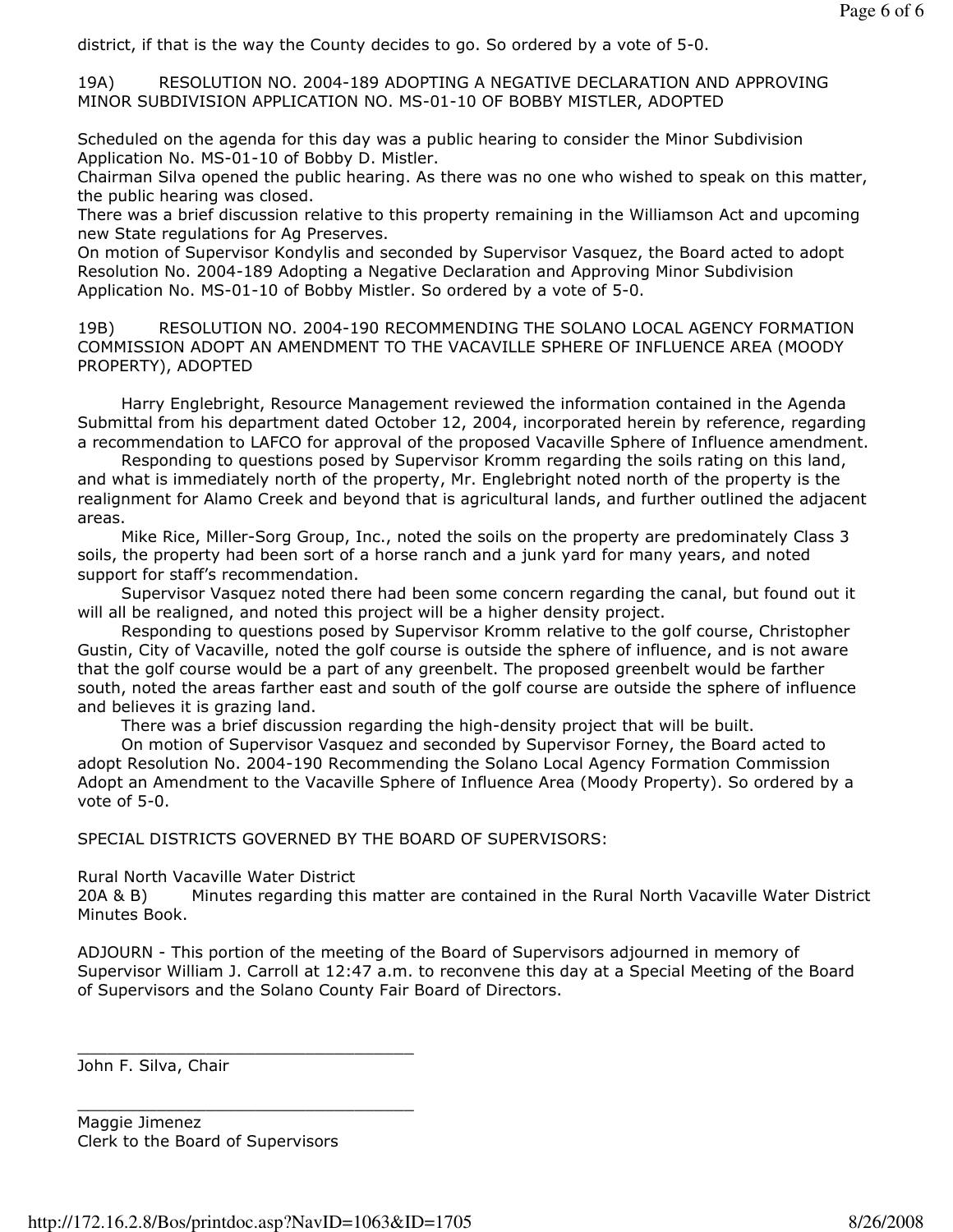district, if that is the way the County decides to go. So ordered by a vote of 5-0.

19A) RESOLUTION NO. 2004-189 ADOPTING A NEGATIVE DECLARATION AND APPROVING MINOR SUBDIVISION APPLICATION NO. MS-01-10 OF BOBBY MISTLER, ADOPTED

Scheduled on the agenda for this day was a public hearing to consider the Minor Subdivision Application No. MS-01-10 of Bobby D. Mistler.
Chairman Silva opened the public hearing. As there was no one who wished to speak on this matter, the public hearing was closed.
There was a brief discussion relative to this property remaining in the Williamson Act and upcoming new State regulations for Ag Preserves.
On motion of Supervisor Kondylis and seconded by Supervisor Vasquez, the Board acted to adopt Resolution No. 2004-189 Adopting a Negative Declaration and Approving Minor Subdivision Application No. MS-01-10 of Bobby Mistler. So ordered by a vote of 5-0.

19B) RESOLUTION NO. 2004-190 RECOMMENDING THE SOLANO LOCAL AGENCY FORMATION COMMISSION ADOPT AN AMENDMENT TO THE VACAVILLE SPHERE OF INFLUENCE AREA (MOODY PROPERTY), ADOPTED

Harry Englebright, Resource Management reviewed the information contained in the Agenda Submittal from his department dated October 12, 2004, incorporated herein by reference, regarding a recommendation to LAFCO for approval of the proposed Vacaville Sphere of Influence amendment.

Responding to questions posed by Supervisor Kromm regarding the soils rating on this land, and what is immediately north of the property, Mr. Englebright noted north of the property is the realignment for Alamo Creek and beyond that is agricultural lands, and further outlined the adjacent areas.

Mike Rice, Miller-Sorg Group, Inc., noted the soils on the property are predominately Class 3 soils, the property had been sort of a horse ranch and a junk yard for many years, and noted support for staff's recommendation.

Supervisor Vasquez noted there had been some concern regarding the canal, but found out it will all be realigned, and noted this project will be a higher density project.

Responding to questions posed by Supervisor Kromm relative to the golf course, Christopher Gustin, City of Vacaville, noted the golf course is outside the sphere of influence, and is not aware that the golf course would be a part of any greenbelt. The proposed greenbelt would be farther south, noted the areas farther east and south of the golf course are outside the sphere of influence and believes it is grazing land.

There was a brief discussion regarding the high-density project that will be built.

On motion of Supervisor Vasquez and seconded by Supervisor Forney, the Board acted to adopt Resolution No. 2004-190 Recommending the Solano Local Agency Formation Commission Adopt an Amendment to the Vacaville Sphere of Influence Area (Moody Property). So ordered by a vote of 5-0.

SPECIAL DISTRICTS GOVERNED BY THE BOARD OF SUPERVISORS:

Rural North Vacaville Water District
20A & B) Minutes regarding this matter are contained in the Rural North Vacaville Water District Minutes Book.

ADJOURN - This portion of the meeting of the Board of Supervisors adjourned in memory of Supervisor William J. Carroll at 12:47 a.m. to reconvene this day at a Special Meeting of the Board of Supervisors and the Solano County Fair Board of Directors.

\_\_\_\_\_\_\_\_\_\_\_\_\_\_\_\_\_\_\_\_\_\_\_\_\_\_\_\_\_\_\_\_\_\_\_\_
John F. Silva, Chair

\_\_\_\_\_\_\_\_\_\_\_\_\_\_\_\_\_\_\_\_\_\_\_\_\_\_\_\_\_\_\_\_\_\_\_\_
Maggie Jimenez
Clerk to the Board of Supervisors